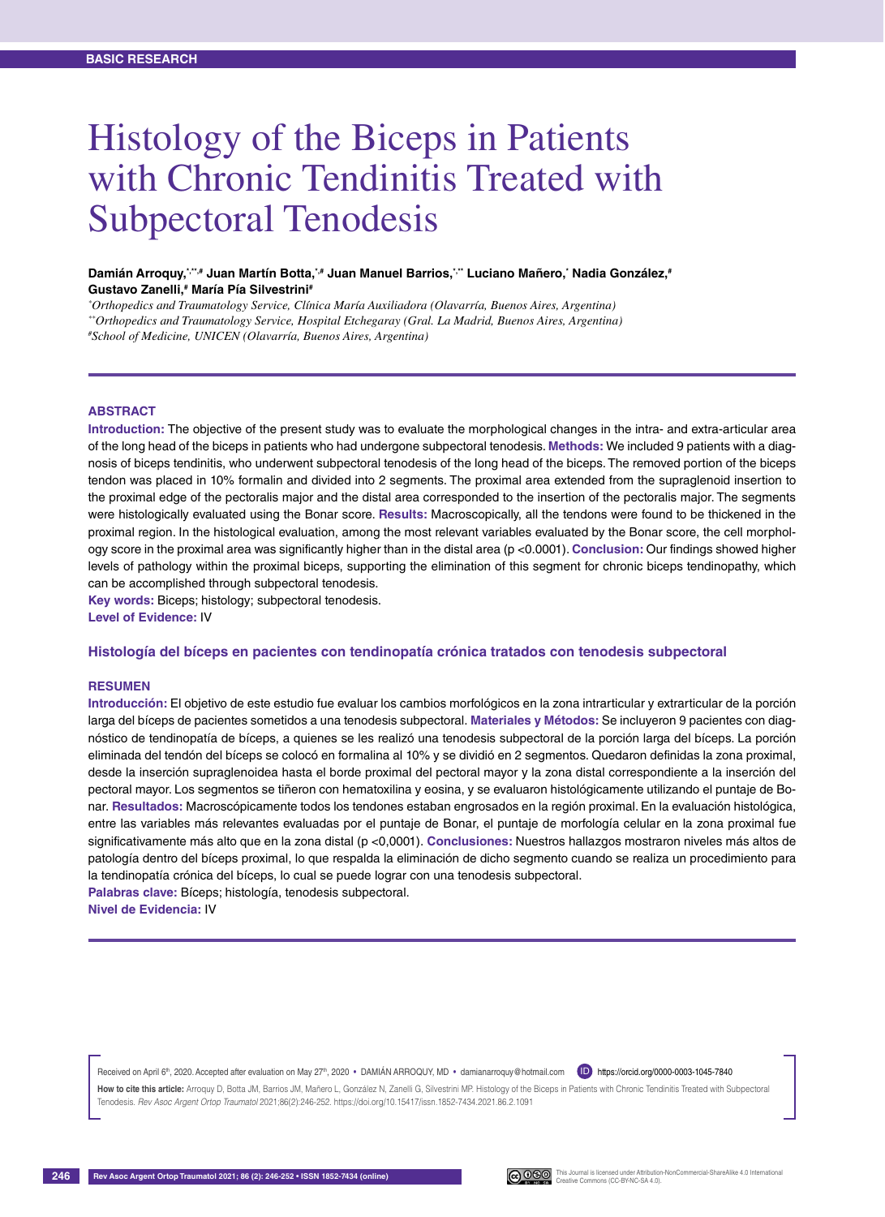BASIC RESEARCH

# Histology of the Biceps in Patients with Chronic Tendinitis Treated with Subpectoral Tenodesis

**Damián Arroquy,[*,**,#] Juan Martín Botta,[*,#] Juan Manuel Barrios,[*,**] Luciano Mañero,[*] Nadia González,[#] Gustavo Zanelli,[#] María Pía Silvestrini[#]**

*[*]Orthopedics and Traumatology Service, Clínica María Auxiliadora (Olavarría, Buenos Aires, Argentina)*
*[**]Orthopedics and Traumatology Service, Hospital Etchegaray (Gral. La Madrid, Buenos Aires, Argentina)*
*[#]School of Medicine, UNICEN (Olavarría, Buenos Aires, Argentina)*

## ABSTRACT

**Introduction:** The objective of the present study was to evaluate the morphological changes in the intra- and extra-articular area of the long head of the biceps in patients who had undergone subpectoral tenodesis. **Methods:** We included 9 patients with a diagnosis of biceps tendinitis, who underwent subpectoral tenodesis of the long head of the biceps. The removed portion of the biceps tendon was placed in 10% formalin and divided into 2 segments. The proximal area extended from the supraglenoid insertion to the proximal edge of the pectoralis major and the distal area corresponded to the insertion of the pectoralis major. The segments were histologically evaluated using the Bonar score. **Results:** Macroscopically, all the tendons were found to be thickened in the proximal region. In the histological evaluation, among the most relevant variables evaluated by the Bonar score, the cell morphology score in the proximal area was significantly higher than in the distal area ($p < 0.0001$). **Conclusion:** Our findings showed higher levels of pathology within the proximal biceps, supporting the elimination of this segment for chronic biceps tendinopathy, which can be accomplished through subpectoral tenodesis.
**Key words:** Biceps; histology; subpectoral tenodesis.
**Level of Evidence:** IV

### Histología del bíceps en pacientes con tendinopatía crónica tratados con tenodesis subpectoral

## RESUMEN

**Introducción:** El objetivo de este estudio fue evaluar los cambios morfológicos en la zona intrarticular y extrarticular de la porción larga del bíceps de pacientes sometidos a una tenodesis subpectoral. **Materiales y Métodos:** Se incluyeron 9 pacientes con diagnóstico de tendinopatía de bíceps, a quienes se les realizó una tenodesis subpectoral de la porción larga del bíceps. La porción eliminada del tendón del bíceps se colocó en formalina al 10% y se dividió en 2 segmentos. Quedaron definidas la zona proximal, desde la inserción supraglenoidea hasta el borde proximal del pectoral mayor y la zona distal correspondiente a la inserción del pectoral mayor. Los segmentos se tiñeron con hematoxilina y eosina, y se evaluaron histológicamente utilizando el puntaje de Bonar. **Resultados:** Macroscópicamente todos los tendones estaban engrosados en la región proximal. En la evaluación histológica, entre las variables más relevantes evaluadas por el puntaje de Bonar, el puntaje de morfología celular en la zona proximal fue significativamente más alto que en la zona distal ($p < 0{,}0001$). **Conclusiones:** Nuestros hallazgos mostraron niveles más altos de patología dentro del bíceps proximal, lo que respalda la eliminación de dicho segmento cuando se realiza un procedimiento para la tendinopatía crónica del bíceps, lo cual se puede lograr con una tenodesis subpectoral.
**Palabras clave:** Bíceps; histología, tenodesis subpectoral.
**Nivel de Evidencia:** IV

Received on April 6th, 2020. Accepted after evaluation on May 27th, 2020 • DAMIÁN ARROQUY, MD • damianarroquy@hotmail.com https://orcid.org/0000-0003-1045-7840

**How to cite this article:** Arroquy D, Botta JM, Barrios JM, Mañero L, González N, Zanelli G, Silvestrini MP. Histology of the Biceps in Patients with Chronic Tendinitis Treated with Subpectoral Tenodesis. *Rev Asoc Argent Ortop Traumatol* 2021;86(2):246-252. https://doi.org/10.15417/issn.1852-7434.2021.86.2.1091

This Journal is licensed under Attribution-NonCommercial-ShareAlike 4.0 International Creative Commons (CC-BY-NC-SA 4.0).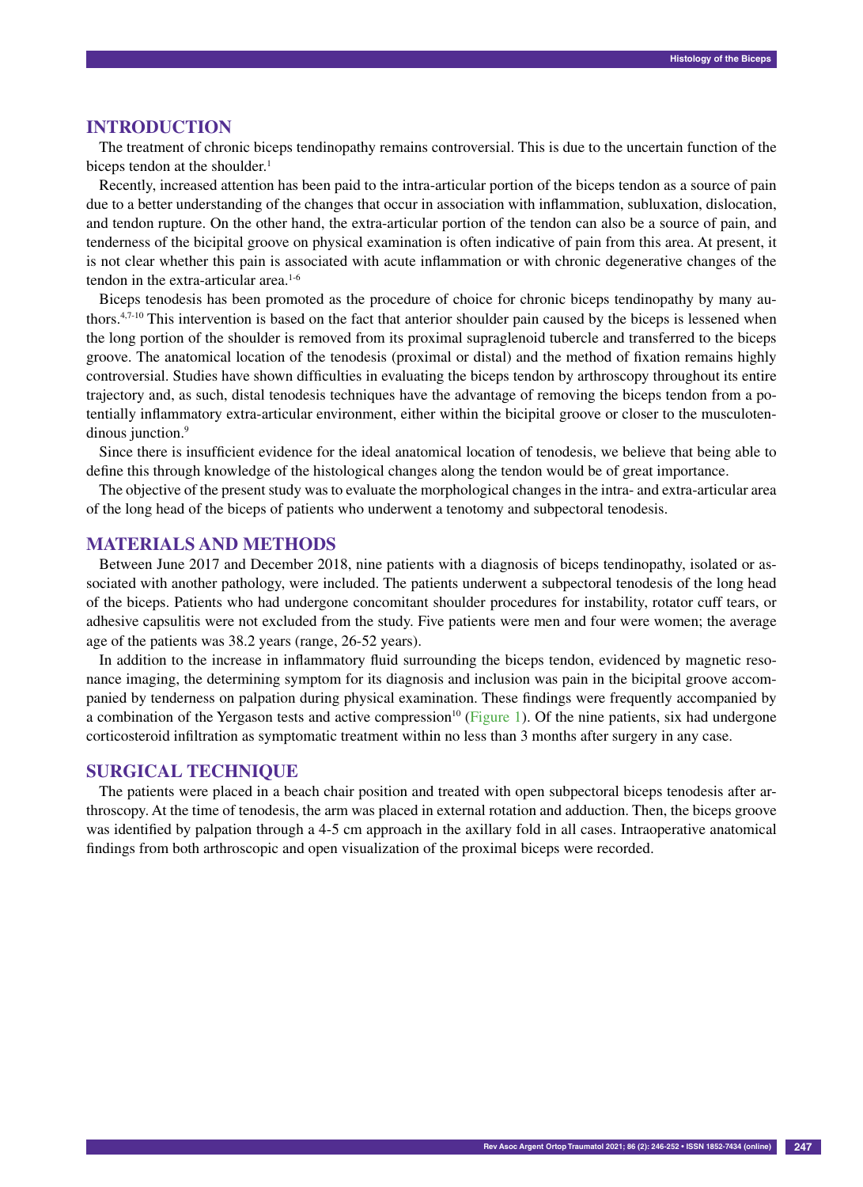## INTRODUCTION

The treatment of chronic biceps tendinopathy remains controversial. This is due to the uncertain function of the biceps tendon at the shoulder.[1]

Recently, increased attention has been paid to the intra-articular portion of the biceps tendon as a source of pain due to a better understanding of the changes that occur in association with inflammation, subluxation, dislocation, and tendon rupture. On the other hand, the extra-articular portion of the tendon can also be a source of pain, and tenderness of the bicipital groove on physical examination is often indicative of pain from this area. At present, it is not clear whether this pain is associated with acute inflammation or with chronic degenerative changes of the tendon in the extra-articular area.[1-6]

Biceps tenodesis has been promoted as the procedure of choice for chronic biceps tendinopathy by many authors.[4,7-10] This intervention is based on the fact that anterior shoulder pain caused by the biceps is lessened when the long portion of the shoulder is removed from its proximal supraglenoid tubercle and transferred to the biceps groove. The anatomical location of the tenodesis (proximal or distal) and the method of fixation remains highly controversial. Studies have shown difficulties in evaluating the biceps tendon by arthroscopy throughout its entire trajectory and, as such, distal tenodesis techniques have the advantage of removing the biceps tendon from a potentially inflammatory extra-articular environment, either within the bicipital groove or closer to the musculotendinous junction.[9]

Since there is insufficient evidence for the ideal anatomical location of tenodesis, we believe that being able to define this through knowledge of the histological changes along the tendon would be of great importance.

The objective of the present study was to evaluate the morphological changes in the intra- and extra-articular area of the long head of the biceps of patients who underwent a tenotomy and subpectoral tenodesis.

## MATERIALS AND METHODS

Between June 2017 and December 2018, nine patients with a diagnosis of biceps tendinopathy, isolated or associated with another pathology, were included. The patients underwent a subpectoral tenodesis of the long head of the biceps. Patients who had undergone concomitant shoulder procedures for instability, rotator cuff tears, or adhesive capsulitis were not excluded from the study. Five patients were men and four were women; the average age of the patients was 38.2 years (range, 26-52 years).

In addition to the increase in inflammatory fluid surrounding the biceps tendon, evidenced by magnetic resonance imaging, the determining symptom for its diagnosis and inclusion was pain in the bicipital groove accompanied by tenderness on palpation during physical examination. These findings were frequently accompanied by a combination of the Yergason tests and active compression[10] (Figure 1). Of the nine patients, six had undergone corticosteroid infiltration as symptomatic treatment within no less than 3 months after surgery in any case.

## SURGICAL TECHNIQUE

The patients were placed in a beach chair position and treated with open subpectoral biceps tenodesis after arthroscopy. At the time of tenodesis, the arm was placed in external rotation and adduction. Then, the biceps groove was identified by palpation through a 4-5 cm approach in the axillary fold in all cases. Intraoperative anatomical findings from both arthroscopic and open visualization of the proximal biceps were recorded.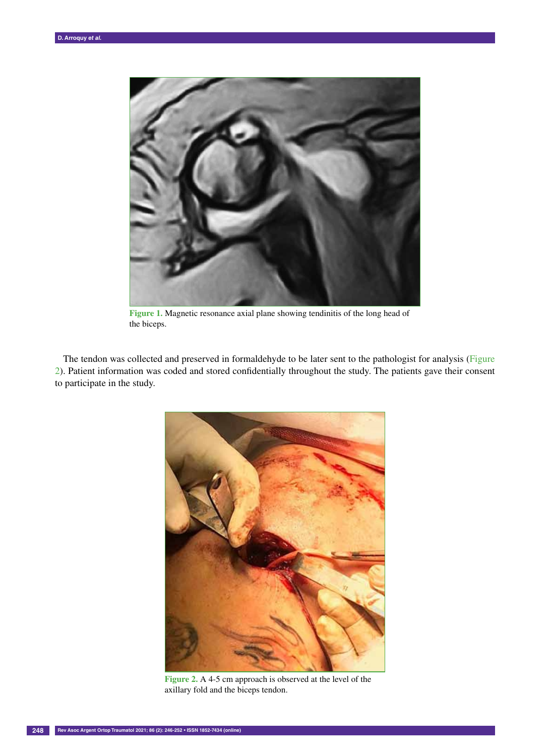Figure 1. Magnetic resonance axial plane showing tendinitis of the long head of the biceps.

The tendon was collected and preserved in formaldehyde to be later sent to the pathologist for analysis (Figure 2). Patient information was coded and stored confidentially throughout the study. The patients gave their consent to participate in the study.

Figure 2. A 4-5 cm approach is observed at the level of the axillary fold and the biceps tendon.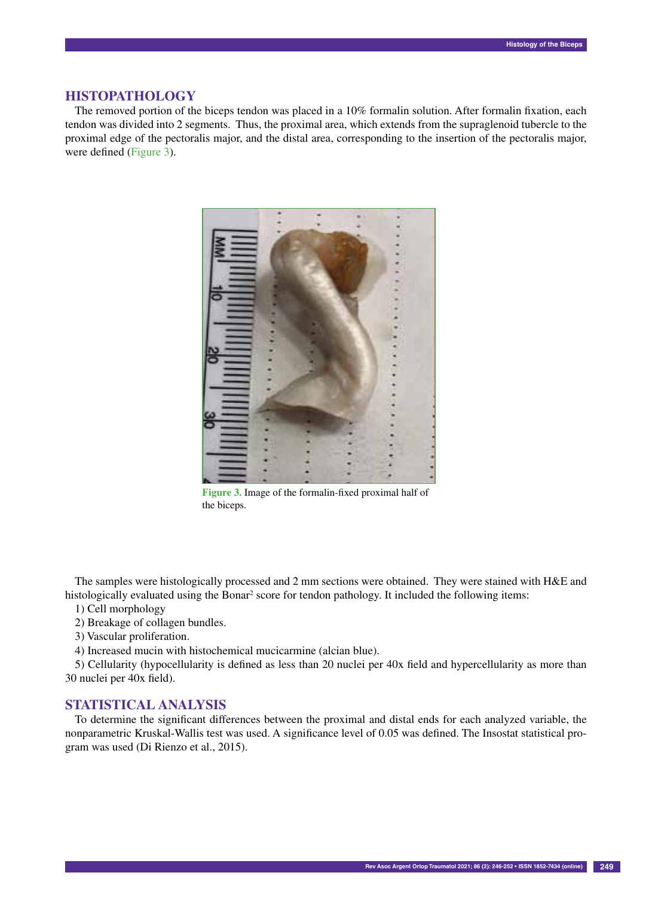## HISTOPATHOLOGY

The removed portion of the biceps tendon was placed in a 10% formalin solution. After formalin fixation, each tendon was divided into 2 segments. Thus, the proximal area, which extends from the supraglenoid tubercle to the proximal edge of the pectoralis major, and the distal area, corresponding to the insertion of the pectoralis major, were defined (Figure 3).

**Figure 3.** Image of the formalin-fixed proximal half of the biceps.

The samples were histologically processed and 2 mm sections were obtained. They were stained with H&E and histologically evaluated using the Bonar[2] score for tendon pathology. It included the following items:

1) Cell morphology
2) Breakage of collagen bundles.
3) Vascular proliferation.
4) Increased mucin with histochemical mucicarmine (alcian blue).
5) Cellularity (hypocellularity is defined as less than 20 nuclei per 40x field and hypercellularity as more than 30 nuclei per 40x field).

## STATISTICAL ANALYSIS

To determine the significant differences between the proximal and distal ends for each analyzed variable, the nonparametric Kruskal-Wallis test was used. A significance level of 0.05 was defined. The Insostat statistical program was used (Di Rienzo et al., 2015).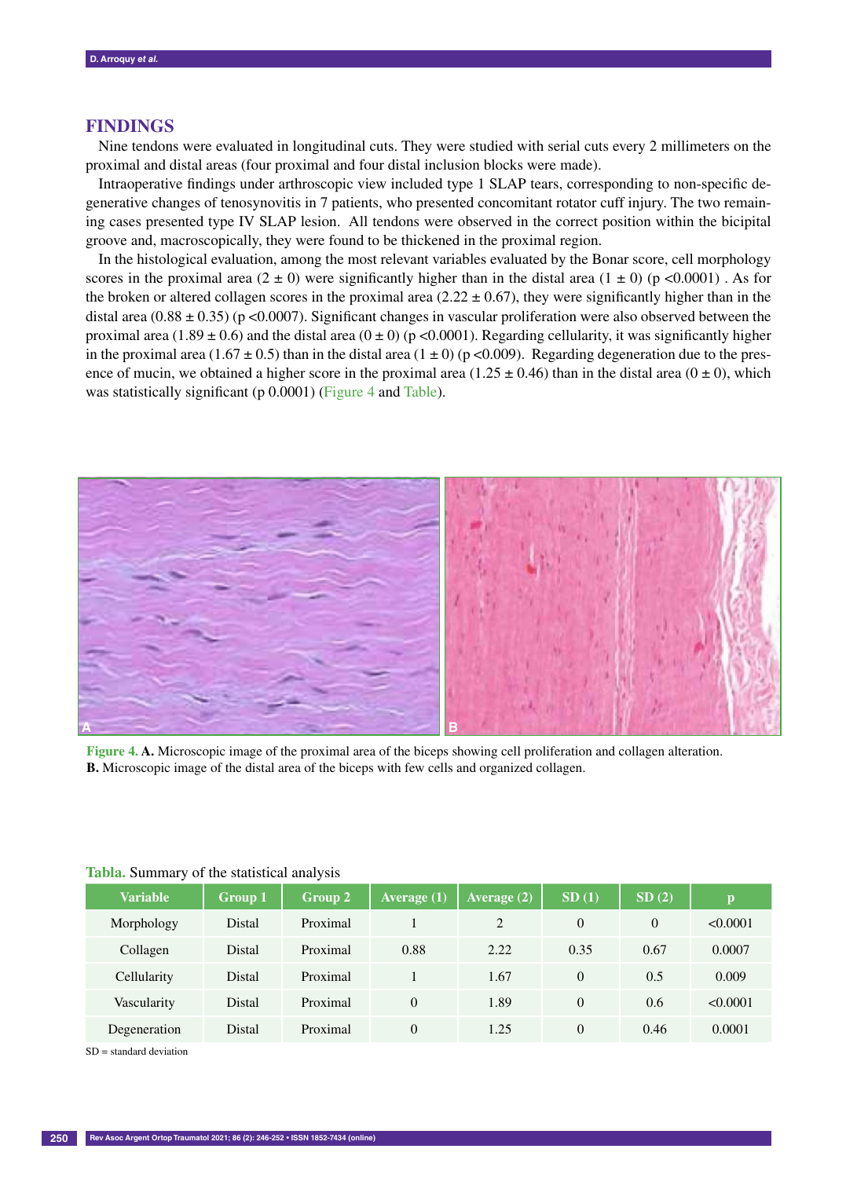## FINDINGS

Nine tendons were evaluated in longitudinal cuts. They were studied with serial cuts every 2 millimeters on the proximal and distal areas (four proximal and four distal inclusion blocks were made).

Intraoperative findings under arthroscopic view included type 1 SLAP tears, corresponding to non-specific degenerative changes of tenosynovitis in 7 patients, who presented concomitant rotator cuff injury. The two remaining cases presented type IV SLAP lesion. All tendons were observed in the correct position within the bicipital groove and, macroscopically, they were found to be thickened in the proximal region.

In the histological evaluation, among the most relevant variables evaluated by the Bonar score, cell morphology scores in the proximal area (2 ± 0) were significantly higher than in the distal area (1 ± 0) (p <0.0001) . As for the broken or altered collagen scores in the proximal area (2.22 ± 0.67), they were significantly higher than in the distal area (0.88 ± 0.35) (p <0.0007). Significant changes in vascular proliferation were also observed between the proximal area (1.89 ± 0.6) and the distal area (0 ± 0) (p <0.0001). Regarding cellularity, it was significantly higher in the proximal area (1.67 ± 0.5) than in the distal area (1 ± 0) (p <0.009). Regarding degeneration due to the presence of mucin, we obtained a higher score in the proximal area (1.25 ± 0.46) than in the distal area (0 ± 0), which was statistically significant (p 0.0001) (Figure 4 and Table).

**Figure 4. A.** Microscopic image of the proximal area of the biceps showing cell proliferation and collagen alteration. **B.** Microscopic image of the distal area of the biceps with few cells and organized collagen.

**Tabla.** Summary of the statistical analysis

| Variable | Group 1 | Group 2 | Average (1) | Average (2) | SD (1) | SD (2) | p |
|---|---|---|---|---|---|---|---|
| Morphology | Distal | Proximal | 1 | 2 | 0 | 0 | <0.0001 |
| Collagen | Distal | Proximal | 0.88 | 2.22 | 0.35 | 0.67 | 0.0007 |
| Cellularity | Distal | Proximal | 1 | 1.67 | 0 | 0.5 | 0.009 |
| Vascularity | Distal | Proximal | 0 | 1.89 | 0 | 0.6 | <0.0001 |
| Degeneration | Distal | Proximal | 0 | 1.25 | 0 | 0.46 | 0.0001 |

SD = standard deviation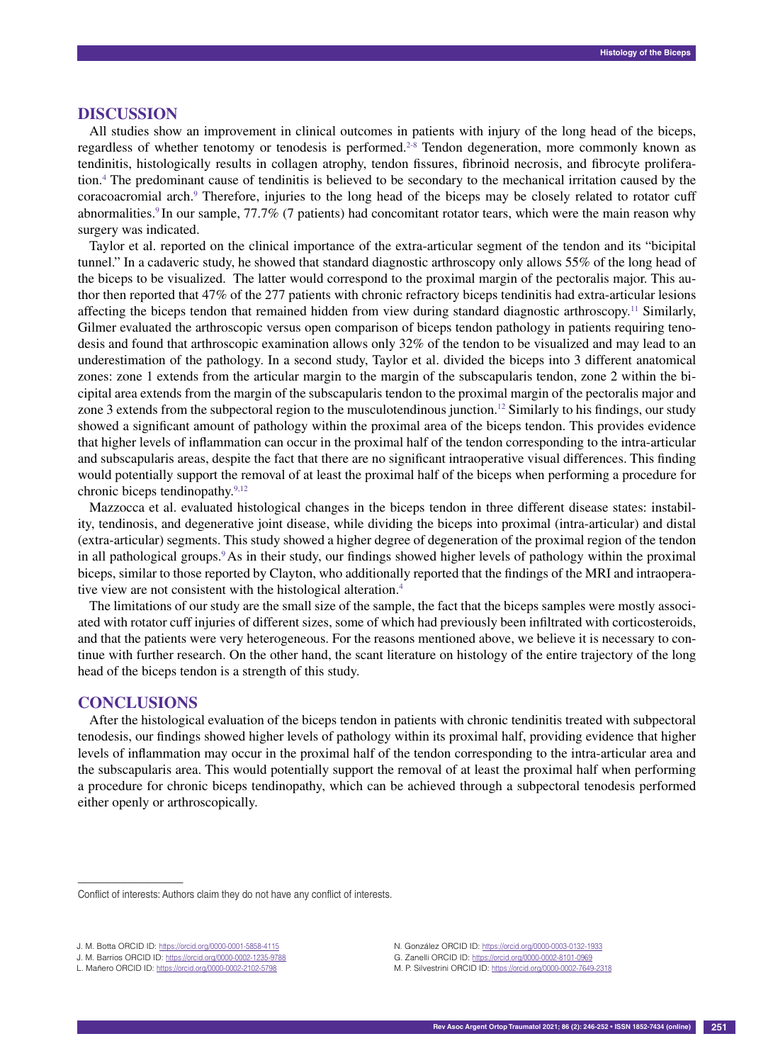## DISCUSSION

All studies show an improvement in clinical outcomes in patients with injury of the long head of the biceps, regardless of whether tenotomy or tenodesis is performed.[2-8] Tendon degeneration, more commonly known as tendinitis, histologically results in collagen atrophy, tendon fissures, fibrinoid necrosis, and fibrocyte proliferation.[4] The predominant cause of tendinitis is believed to be secondary to the mechanical irritation caused by the coracoacromial arch.[9] Therefore, injuries to the long head of the biceps may be closely related to rotator cuff abnormalities.[9] In our sample, 77.7% (7 patients) had concomitant rotator tears, which were the main reason why surgery was indicated.

Taylor et al. reported on the clinical importance of the extra-articular segment of the tendon and its "bicipital tunnel." In a cadaveric study, he showed that standard diagnostic arthroscopy only allows 55% of the long head of the biceps to be visualized. The latter would correspond to the proximal margin of the pectoralis major. This author then reported that 47% of the 277 patients with chronic refractory biceps tendinitis had extra-articular lesions affecting the biceps tendon that remained hidden from view during standard diagnostic arthroscopy.[11] Similarly, Gilmer evaluated the arthroscopic versus open comparison of biceps tendon pathology in patients requiring tenodesis and found that arthroscopic examination allows only 32% of the tendon to be visualized and may lead to an underestimation of the pathology. In a second study, Taylor et al. divided the biceps into 3 different anatomical zones: zone 1 extends from the articular margin to the margin of the subscapularis tendon, zone 2 within the bicipital area extends from the margin of the subscapularis tendon to the proximal margin of the pectoralis major and zone 3 extends from the subpectoral region to the musculotendinous junction.[12] Similarly to his findings, our study showed a significant amount of pathology within the proximal area of the biceps tendon. This provides evidence that higher levels of inflammation can occur in the proximal half of the tendon corresponding to the intra-articular and subscapularis areas, despite the fact that there are no significant intraoperative visual differences. This finding would potentially support the removal of at least the proximal half of the biceps when performing a procedure for chronic biceps tendinopathy.[9,12]

Mazzocca et al. evaluated histological changes in the biceps tendon in three different disease states: instability, tendinosis, and degenerative joint disease, while dividing the biceps into proximal (intra-articular) and distal (extra-articular) segments. This study showed a higher degree of degeneration of the proximal region of the tendon in all pathological groups.[9] As in their study, our findings showed higher levels of pathology within the proximal biceps, similar to those reported by Clayton, who additionally reported that the findings of the MRI and intraoperative view are not consistent with the histological alteration.[4]

The limitations of our study are the small size of the sample, the fact that the biceps samples were mostly associated with rotator cuff injuries of different sizes, some of which had previously been infiltrated with corticosteroids, and that the patients were very heterogeneous. For the reasons mentioned above, we believe it is necessary to continue with further research. On the other hand, the scant literature on histology of the entire trajectory of the long head of the biceps tendon is a strength of this study.

## CONCLUSIONS

After the histological evaluation of the biceps tendon in patients with chronic tendinitis treated with subpectoral tenodesis, our findings showed higher levels of pathology within its proximal half, providing evidence that higher levels of inflammation may occur in the proximal half of the tendon corresponding to the intra-articular area and the subscapularis area. This would potentially support the removal of at least the proximal half when performing a procedure for chronic biceps tendinopathy, which can be achieved through a subpectoral tenodesis performed either openly or arthroscopically.

---

Conflict of interests: Authors claim they do not have any conflict of interests.

J. M. Botta ORCID ID: https://orcid.org/0000-0001-5858-4115
J. M. Barrios ORCID ID: https://orcid.org/0000-0002-1235-9788
L. Mañero ORCID ID: https://orcid.org/0000-0002-2102-5798
N. González ORCID ID: https://orcid.org/0000-0003-0132-1933
G. Zanelli ORCID ID: https://orcid.org/0000-0002-8101-0969
M. P. Silvestrini ORCID ID: https://orcid.org/0000-0002-7649-2318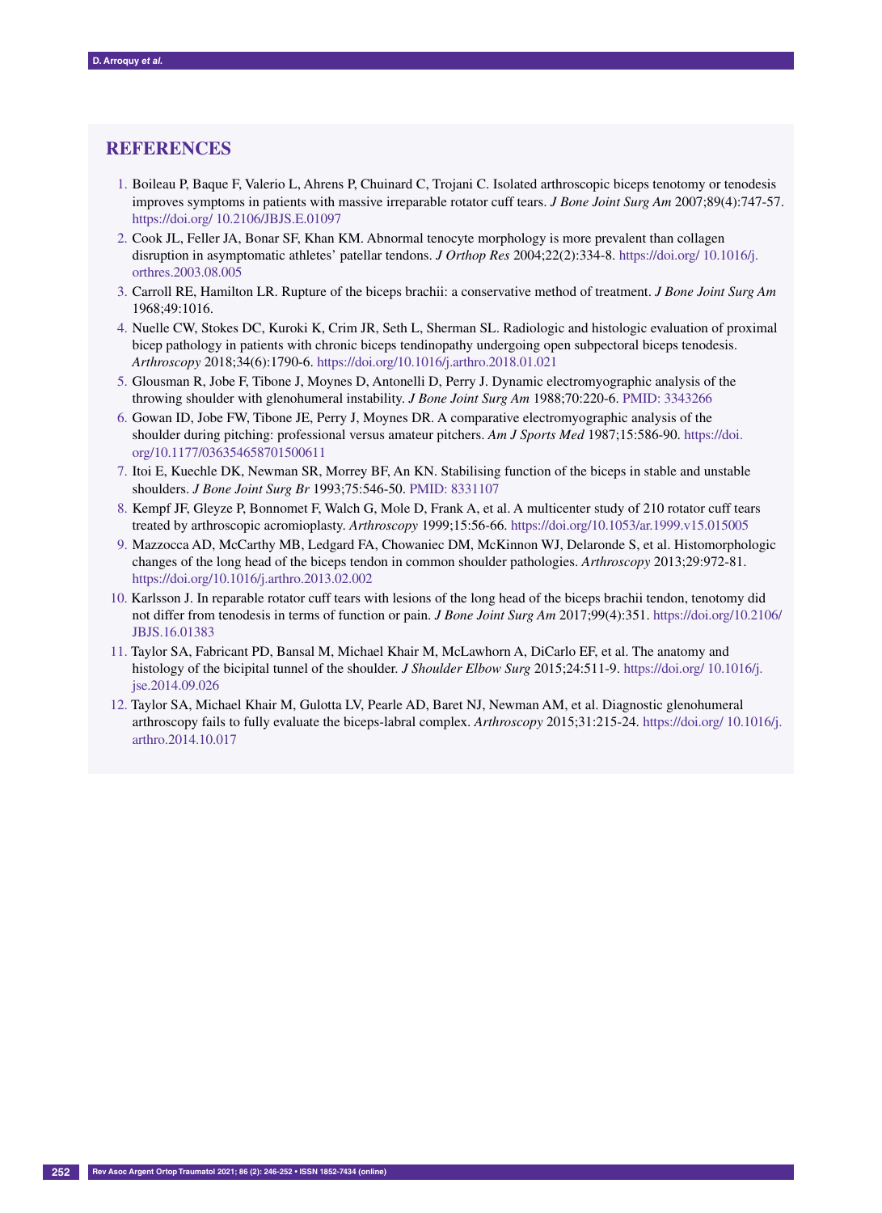## REFERENCES

1. Boileau P, Baque F, Valerio L, Ahrens P, Chuinard C, Trojani C. Isolated arthroscopic biceps tenotomy or tenodesis improves symptoms in patients with massive irreparable rotator cuff tears. *J Bone Joint Surg Am* 2007;89(4):747-57. https://doi.org/ 10.2106/JBJS.E.01097
2. Cook JL, Feller JA, Bonar SF, Khan KM. Abnormal tenocyte morphology is more prevalent than collagen disruption in asymptomatic athletes' patellar tendons. *J Orthop Res* 2004;22(2):334-8. https://doi.org/ 10.1016/j.orthres.2003.08.005
3. Carroll RE, Hamilton LR. Rupture of the biceps brachii: a conservative method of treatment. *J Bone Joint Surg Am* 1968;49:1016.
4. Nuelle CW, Stokes DC, Kuroki K, Crim JR, Seth L, Sherman SL. Radiologic and histologic evaluation of proximal bicep pathology in patients with chronic biceps tendinopathy undergoing open subpectoral biceps tenodesis. *Arthroscopy* 2018;34(6):1790-6. https://doi.org/10.1016/j.arthro.2018.01.021
5. Glousman R, Jobe F, Tibone J, Moynes D, Antonelli D, Perry J. Dynamic electromyographic analysis of the throwing shoulder with glenohumeral instability. *J Bone Joint Surg Am* 1988;70:220-6. PMID: 3343266
6. Gowan ID, Jobe FW, Tibone JE, Perry J, Moynes DR. A comparative electromyographic analysis of the shoulder during pitching: professional versus amateur pitchers. *Am J Sports Med* 1987;15:586-90. https://doi.org/10.1177/036354658701500611
7. Itoi E, Kuechle DK, Newman SR, Morrey BF, An KN. Stabilising function of the biceps in stable and unstable shoulders. *J Bone Joint Surg Br* 1993;75:546-50. PMID: 8331107
8. Kempf JF, Gleyze P, Bonnomet F, Walch G, Mole D, Frank A, et al. A multicenter study of 210 rotator cuff tears treated by arthroscopic acromioplasty. *Arthroscopy* 1999;15:56-66. https://doi.org/10.1053/ar.1999.v15.015005
9. Mazzocca AD, McCarthy MB, Ledgard FA, Chowaniec DM, McKinnon WJ, Delaronde S, et al. Histomorphologic changes of the long head of the biceps tendon in common shoulder pathologies. *Arthroscopy* 2013;29:972-81. https://doi.org/10.1016/j.arthro.2013.02.002
10. Karlsson J. In reparable rotator cuff tears with lesions of the long head of the biceps brachii tendon, tenotomy did not differ from tenodesis in terms of function or pain. *J Bone Joint Surg Am* 2017;99(4):351. https://doi.org/10.2106/JBJS.16.01383
11. Taylor SA, Fabricant PD, Bansal M, Michael Khair M, McLawhorn A, DiCarlo EF, et al. The anatomy and histology of the bicipital tunnel of the shoulder. *J Shoulder Elbow Surg* 2015;24:511-9. https://doi.org/ 10.1016/j.jse.2014.09.026
12. Taylor SA, Michael Khair M, Gulotta LV, Pearle AD, Baret NJ, Newman AM, et al. Diagnostic glenohumeral arthroscopy fails to fully evaluate the biceps-labral complex. *Arthroscopy* 2015;31:215-24. https://doi.org/ 10.1016/j.arthro.2014.10.017